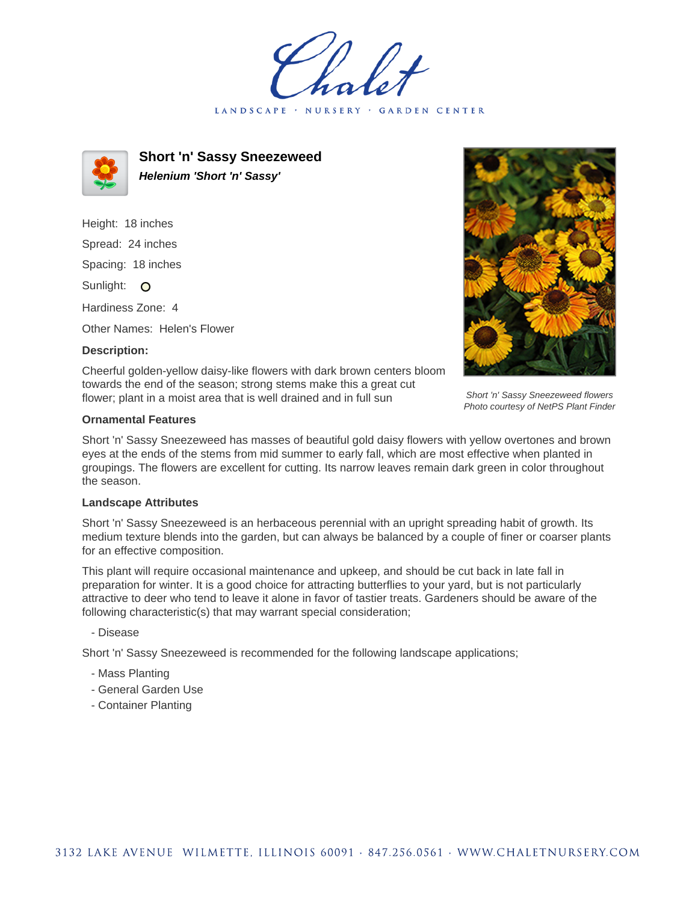Chalet

LANDSCAPE · NURSERY · GARDEN CENTER

# Short 'n' Sassy Sneezeweed

***Helenium 'Short 'n' Sassy'***

Height: 18 inches

Spread: 24 inches

Spacing: 18 inches

Sunlight: O

Hardiness Zone: 4

Other Names: Helen's Flower

**Description:**

Cheerful golden-yellow daisy-like flowers with dark brown centers bloom towards the end of the season; strong stems make this a great cut flower; plant in a moist area that is well drained and in full sun

*Short 'n' Sassy Sneezeweed flowers*
*Photo courtesy of NetPS Plant Finder*

### Ornamental Features

Short 'n' Sassy Sneezeweed has masses of beautiful gold daisy flowers with yellow overtones and brown eyes at the ends of the stems from mid summer to early fall, which are most effective when planted in groupings. The flowers are excellent for cutting. Its narrow leaves remain dark green in color throughout the season.

### Landscape Attributes

Short 'n' Sassy Sneezeweed is an herbaceous perennial with an upright spreading habit of growth. Its medium texture blends into the garden, but can always be balanced by a couple of finer or coarser plants for an effective composition.

This plant will require occasional maintenance and upkeep, and should be cut back in late fall in preparation for winter. It is a good choice for attracting butterflies to your yard, but is not particularly attractive to deer who tend to leave it alone in favor of tastier treats. Gardeners should be aware of the following characteristic(s) that may warrant special consideration;

- Disease

Short 'n' Sassy Sneezeweed is recommended for the following landscape applications;

- Mass Planting
- General Garden Use
- Container Planting

3132 LAKE AVENUE WILMETTE, ILLINOIS 60091 · 847.256.0561 · WWW.CHALETNURSERY.COM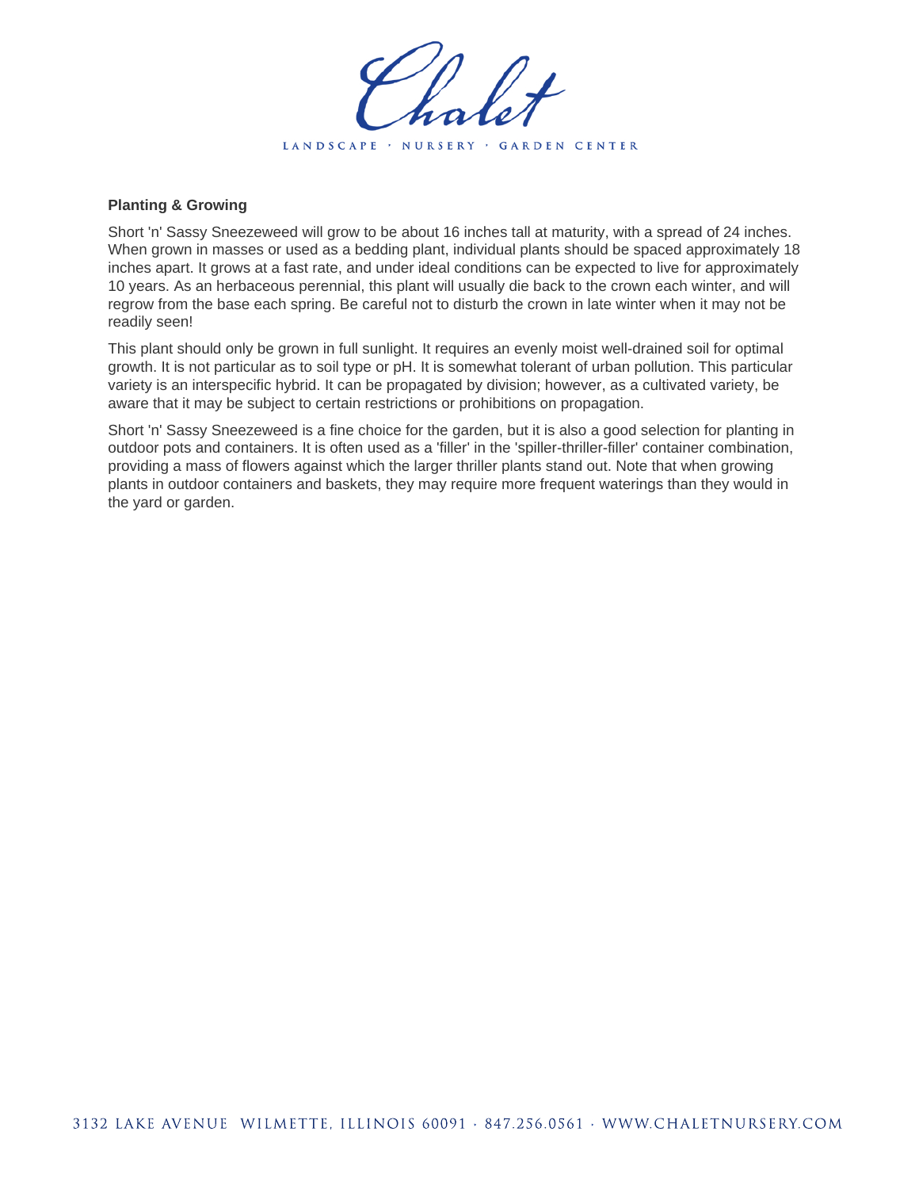**Planting & Growing**

Short 'n' Sassy Sneezeweed will grow to be about 16 inches tall at maturity, with a spread of 24 inches. When grown in masses or used as a bedding plant, individual plants should be spaced approximately 18 inches apart. It grows at a fast rate, and under ideal conditions can be expected to live for approximately 10 years. As an herbaceous perennial, this plant will usually die back to the crown each winter, and will regrow from the base each spring. Be careful not to disturb the crown in late winter when it may not be readily seen!

This plant should only be grown in full sunlight. It requires an evenly moist well-drained soil for optimal growth. It is not particular as to soil type or pH. It is somewhat tolerant of urban pollution. This particular variety is an interspecific hybrid. It can be propagated by division; however, as a cultivated variety, be aware that it may be subject to certain restrictions or prohibitions on propagation.

Short 'n' Sassy Sneezeweed is a fine choice for the garden, but it is also a good selection for planting in outdoor pots and containers. It is often used as a 'filler' in the 'spiller-thriller-filler' container combination, providing a mass of flowers against which the larger thriller plants stand out. Note that when growing plants in outdoor containers and baskets, they may require more frequent waterings than they would in the yard or garden.